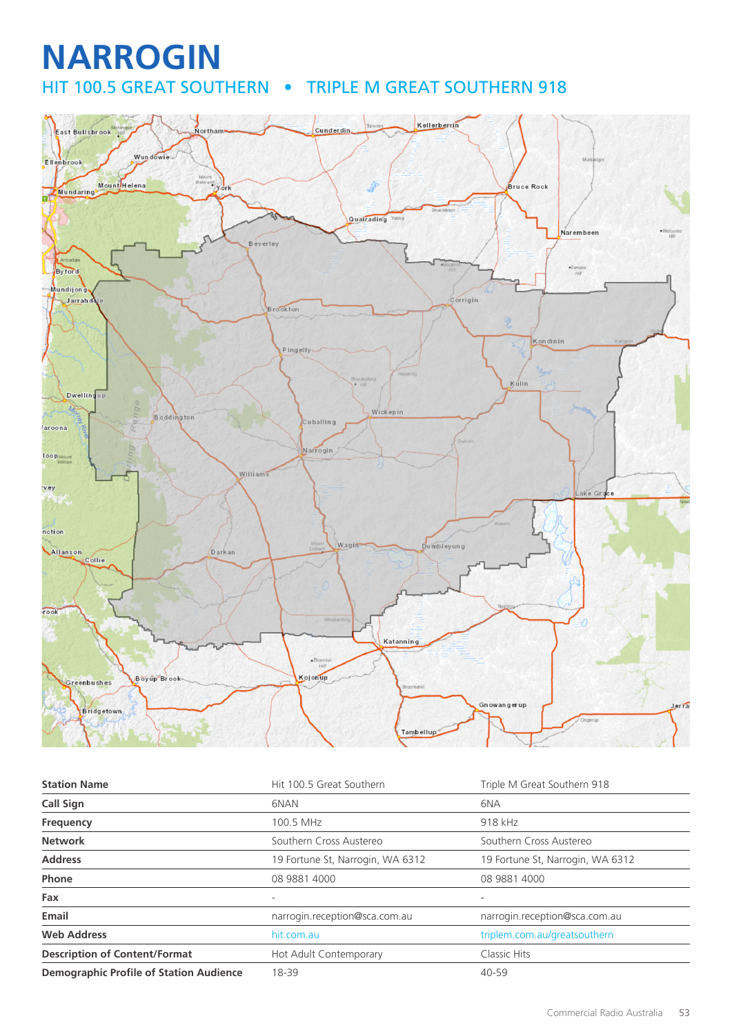# NARROGIN

## HIT 100.5 GREAT SOUTHERN • TRIPLE M GREAT SOUTHERN 918

| Station Name | Hit 100.5 Great Southern | Triple M Great Southern 918 |
|---|---|---|
| Call Sign | 6NAN | 6NA |
| Frequency | 100.5 MHz | 918 kHz |
| Network | Southern Cross Austereo | Southern Cross Austereo |
| Address | 19 Fortune St, Narrogin, WA 6312 | 19 Fortune St, Narrogin, WA 6312 |
| Phone | 08 9881 4000 | 08 9881 4000 |
| Fax | - | - |
| Email | narrogin.reception@sca.com.au | narrogin.reception@sca.com.au |
| Web Address | hit.com.au | triplem.com.au/greatsouthern |
| Description of Content/Format | Hot Adult Contemporary | Classic Hits |
| Demographic Profile of Station Audience | 18-39 | 40-59 |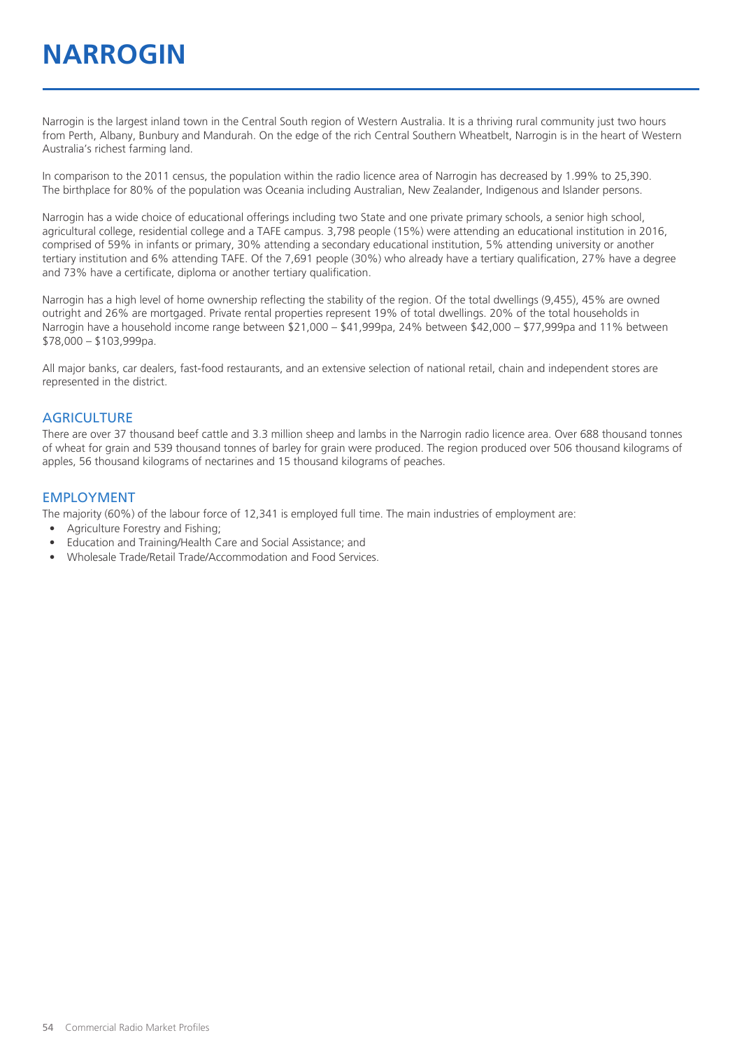# NARROGIN

Narrogin is the largest inland town in the Central South region of Western Australia. It is a thriving rural community just two hours from Perth, Albany, Bunbury and Mandurah. On the edge of the rich Central Southern Wheatbelt, Narrogin is in the heart of Western Australia's richest farming land.

In comparison to the 2011 census, the population within the radio licence area of Narrogin has decreased by 1.99% to 25,390. The birthplace for 80% of the population was Oceania including Australian, New Zealander, Indigenous and Islander persons.

Narrogin has a wide choice of educational offerings including two State and one private primary schools, a senior high school, agricultural college, residential college and a TAFE campus. 3,798 people (15%) were attending an educational institution in 2016, comprised of 59% in infants or primary, 30% attending a secondary educational institution, 5% attending university or another tertiary institution and 6% attending TAFE. Of the 7,691 people (30%) who already have a tertiary qualification, 27% have a degree and 73% have a certificate, diploma or another tertiary qualification.

Narrogin has a high level of home ownership reflecting the stability of the region. Of the total dwellings (9,455), 45% are owned outright and 26% are mortgaged. Private rental properties represent 19% of total dwellings. 20% of the total households in Narrogin have a household income range between $21,000 – $41,999pa, 24% between $42,000 – $77,999pa and 11% between $78,000 – $103,999pa.

All major banks, car dealers, fast-food restaurants, and an extensive selection of national retail, chain and independent stores are represented in the district.

## AGRICULTURE

There are over 37 thousand beef cattle and 3.3 million sheep and lambs in the Narrogin radio licence area. Over 688 thousand tonnes of wheat for grain and 539 thousand tonnes of barley for grain were produced. The region produced over 506 thousand kilograms of apples, 56 thousand kilograms of nectarines and 15 thousand kilograms of peaches.

## EMPLOYMENT

The majority (60%) of the labour force of 12,341 is employed full time. The main industries of employment are:

- Agriculture Forestry and Fishing;
- Education and Training/Health Care and Social Assistance; and
- Wholesale Trade/Retail Trade/Accommodation and Food Services.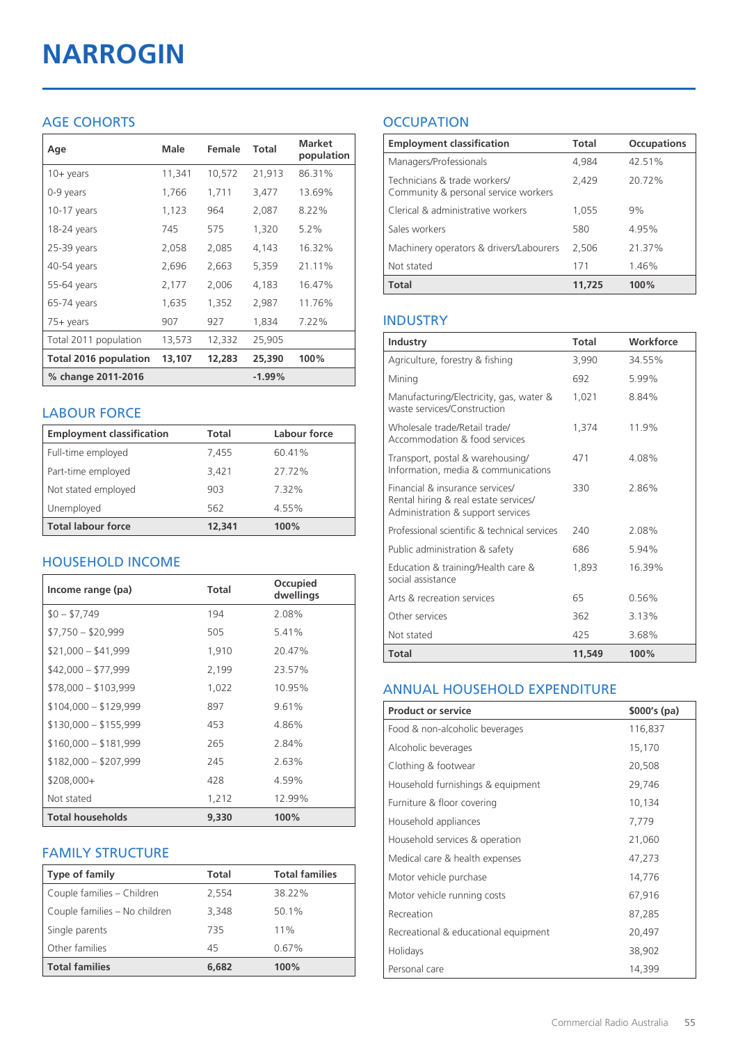# NARROGIN

## AGE COHORTS

| Age | Male | Female | Total | Market population |
|---|---|---|---|---|
| 10+ years | 11,341 | 10,572 | 21,913 | 86.31% |
| 0-9 years | 1,766 | 1,711 | 3,477 | 13.69% |
| 10-17 years | 1,123 | 964 | 2,087 | 8.22% |
| 18-24 years | 745 | 575 | 1,320 | 5.2% |
| 25-39 years | 2,058 | 2,085 | 4,143 | 16.32% |
| 40-54 years | 2,696 | 2,663 | 5,359 | 21.11% |
| 55-64 years | 2,177 | 2,006 | 4,183 | 16.47% |
| 65-74 years | 1,635 | 1,352 | 2,987 | 11.76% |
| 75+ years | 907 | 927 | 1,834 | 7.22% |
| Total 2011 population | 13,573 | 12,332 | 25,905 | |
| **Total 2016 population** | **13,107** | **12,283** | **25,390** | **100%** |
| **% change 2011-2016** | | | **-1.99%** | |

## LABOUR FORCE

| Employment classification | Total | Labour force |
|---|---|---|
| Full-time employed | 7,455 | 60.41% |
| Part-time employed | 3,421 | 27.72% |
| Not stated employed | 903 | 7.32% |
| Unemployed | 562 | 4.55% |
| **Total labour force** | **12,341** | **100%** |

## HOUSEHOLD INCOME

| Income range (pa) | Total | Occupied dwellings |
|---|---|---|
| $0 – $7,749 | 194 | 2.08% |
| $7,750 – $20,999 | 505 | 5.41% |
| $21,000 – $41,999 | 1,910 | 20.47% |
| $42,000 – $77,999 | 2,199 | 23.57% |
| $78,000 – $103,999 | 1,022 | 10.95% |
| $104,000 – $129,999 | 897 | 9.61% |
| $130,000 – $155,999 | 453 | 4.86% |
| $160,000 – $181,999 | 265 | 2.84% |
| $182,000 – $207,999 | 245 | 2.63% |
| $208,000+ | 428 | 4.59% |
| Not stated | 1,212 | 12.99% |
| **Total households** | **9,330** | **100%** |

## FAMILY STRUCTURE

| Type of family | Total | Total families |
|---|---|---|
| Couple families – Children | 2,554 | 38.22% |
| Couple families – No children | 3,348 | 50.1% |
| Single parents | 735 | 11% |
| Other families | 45 | 0.67% |
| **Total families** | **6,682** | **100%** |

## OCCUPATION

| Employment classification | Total | Occupations |
|---|---|---|
| Managers/Professionals | 4,984 | 42.51% |
| Technicians & trade workers/ Community & personal service workers | 2,429 | 20.72% |
| Clerical & administrative workers | 1,055 | 9% |
| Sales workers | 580 | 4.95% |
| Machinery operators & drivers/Labourers | 2,506 | 21.37% |
| Not stated | 171 | 1.46% |
| **Total** | **11,725** | **100%** |

## INDUSTRY

| Industry | Total | Workforce |
|---|---|---|
| Agriculture, forestry & fishing | 3,990 | 34.55% |
| Mining | 692 | 5.99% |
| Manufacturing/Electricity, gas, water & waste services/Construction | 1,021 | 8.84% |
| Wholesale trade/Retail trade/ Accommodation & food services | 1,374 | 11.9% |
| Transport, postal & warehousing/ Information, media & communications | 471 | 4.08% |
| Financial & insurance services/ Rental hiring & real estate services/ Administration & support services | 330 | 2.86% |
| Professional scientific & technical services | 240 | 2.08% |
| Public administration & safety | 686 | 5.94% |
| Education & training/Health care & social assistance | 1,893 | 16.39% |
| Arts & recreation services | 65 | 0.56% |
| Other services | 362 | 3.13% |
| Not stated | 425 | 3.68% |
| **Total** | **11,549** | **100%** |

## ANNUAL HOUSEHOLD EXPENDITURE

| Product or service | $000's (pa) |
|---|---|
| Food & non-alcoholic beverages | 116,837 |
| Alcoholic beverages | 15,170 |
| Clothing & footwear | 20,508 |
| Household furnishings & equipment | 29,746 |
| Furniture & floor covering | 10,134 |
| Household appliances | 7,779 |
| Household services & operation | 21,060 |
| Medical care & health expenses | 47,273 |
| Motor vehicle purchase | 14,776 |
| Motor vehicle running costs | 67,916 |
| Recreation | 87,285 |
| Recreational & educational equipment | 20,497 |
| Holidays | 38,902 |
| Personal care | 14,399 |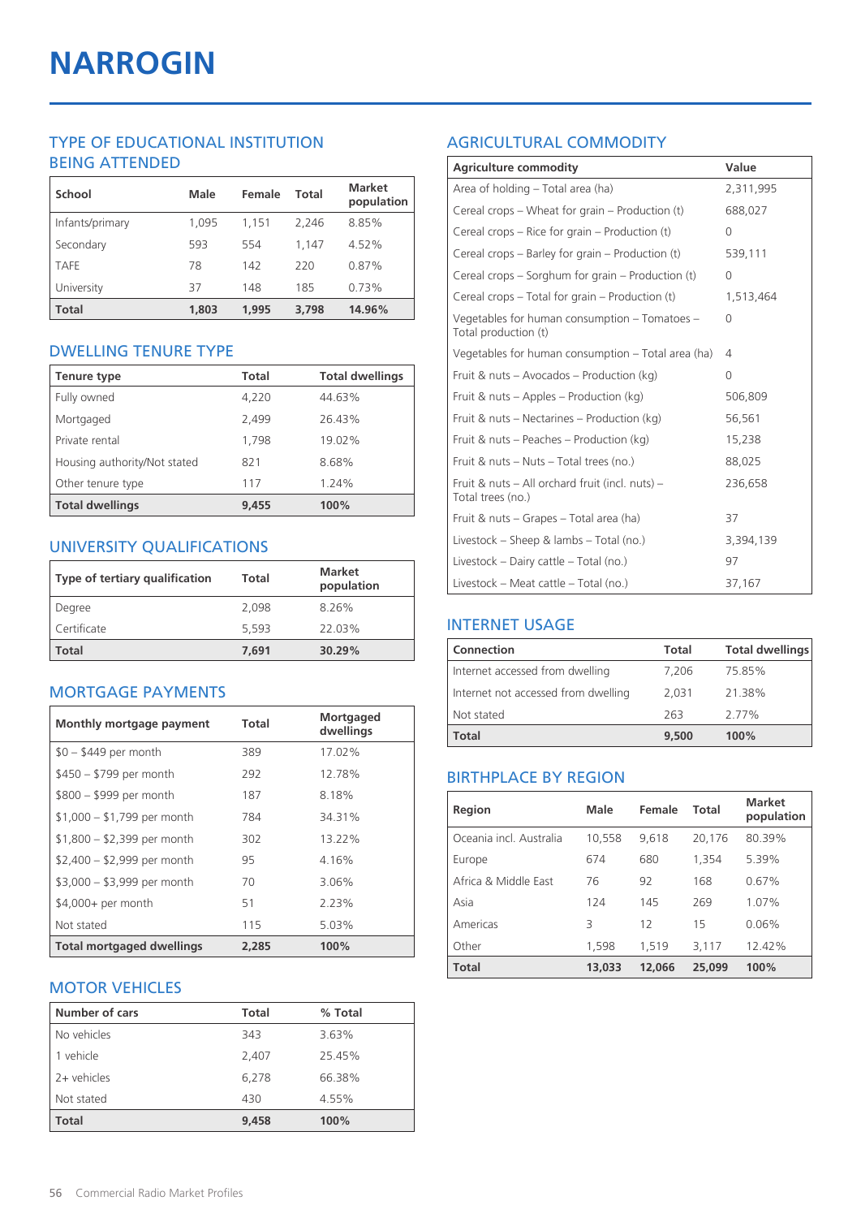# NARROGIN

## TYPE OF EDUCATIONAL INSTITUTION BEING ATTENDED

| School | Male | Female | Total | Market population |
|---|---|---|---|---|
| Infants/primary | 1,095 | 1,151 | 2,246 | 8.85% |
| Secondary | 593 | 554 | 1,147 | 4.52% |
| TAFE | 78 | 142 | 220 | 0.87% |
| University | 37 | 148 | 185 | 0.73% |
| **Total** | **1,803** | **1,995** | **3,798** | **14.96%** |

## DWELLING TENURE TYPE

| Tenure type | Total | Total dwellings |
|---|---|---|
| Fully owned | 4,220 | 44.63% |
| Mortgaged | 2,499 | 26.43% |
| Private rental | 1,798 | 19.02% |
| Housing authority/Not stated | 821 | 8.68% |
| Other tenure type | 117 | 1.24% |
| **Total dwellings** | **9,455** | **100%** |

## UNIVERSITY QUALIFICATIONS

| Type of tertiary qualification | Total | Market population |
|---|---|---|
| Degree | 2,098 | 8.26% |
| Certificate | 5,593 | 22.03% |
| **Total** | **7,691** | **30.29%** |

## MORTGAGE PAYMENTS

| Monthly mortgage payment | Total | Mortgaged dwellings |
|---|---|---|
| $0 – $449 per month | 389 | 17.02% |
| $450 – $799 per month | 292 | 12.78% |
| $800 – $999 per month | 187 | 8.18% |
| $1,000 – $1,799 per month | 784 | 34.31% |
| $1,800 – $2,399 per month | 302 | 13.22% |
| $2,400 – $2,999 per month | 95 | 4.16% |
| $3,000 – $3,999 per month | 70 | 3.06% |
| $4,000+ per month | 51 | 2.23% |
| Not stated | 115 | 5.03% |
| **Total mortgaged dwellings** | **2,285** | **100%** |

## MOTOR VEHICLES

| Number of cars | Total | % Total |
|---|---|---|
| No vehicles | 343 | 3.63% |
| 1 vehicle | 2,407 | 25.45% |
| 2+ vehicles | 6,278 | 66.38% |
| Not stated | 430 | 4.55% |
| **Total** | **9,458** | **100%** |

## AGRICULTURAL COMMODITY

| Agriculture commodity | Value |
|---|---|
| Area of holding – Total area (ha) | 2,311,995 |
| Cereal crops – Wheat for grain – Production (t) | 688,027 |
| Cereal crops – Rice for grain – Production (t) | 0 |
| Cereal crops – Barley for grain – Production (t) | 539,111 |
| Cereal crops – Sorghum for grain – Production (t) | 0 |
| Cereal crops – Total for grain – Production (t) | 1,513,464 |
| Vegetables for human consumption – Tomatoes – Total production (t) | 0 |
| Vegetables for human consumption – Total area (ha) | 4 |
| Fruit & nuts – Avocados – Production (kg) | 0 |
| Fruit & nuts – Apples – Production (kg) | 506,809 |
| Fruit & nuts – Nectarines – Production (kg) | 56,561 |
| Fruit & nuts – Peaches – Production (kg) | 15,238 |
| Fruit & nuts – Nuts – Total trees (no.) | 88,025 |
| Fruit & nuts – All orchard fruit (incl. nuts) – Total trees (no.) | 236,658 |
| Fruit & nuts – Grapes – Total area (ha) | 37 |
| Livestock – Sheep & lambs – Total (no.) | 3,394,139 |
| Livestock – Dairy cattle – Total (no.) | 97 |
| Livestock – Meat cattle – Total (no.) | 37,167 |

## INTERNET USAGE

| Connection | Total | Total dwellings |
|---|---|---|
| Internet accessed from dwelling | 7,206 | 75.85% |
| Internet not accessed from dwelling | 2,031 | 21.38% |
| Not stated | 263 | 2.77% |
| **Total** | **9,500** | **100%** |

## BIRTHPLACE BY REGION

| Region | Male | Female | Total | Market population |
|---|---|---|---|---|
| Oceania incl. Australia | 10,558 | 9,618 | 20,176 | 80.39% |
| Europe | 674 | 680 | 1,354 | 5.39% |
| Africa & Middle East | 76 | 92 | 168 | 0.67% |
| Asia | 124 | 145 | 269 | 1.07% |
| Americas | 3 | 12 | 15 | 0.06% |
| Other | 1,598 | 1,519 | 3,117 | 12.42% |
| **Total** | **13,033** | **12,066** | **25,099** | **100%** |